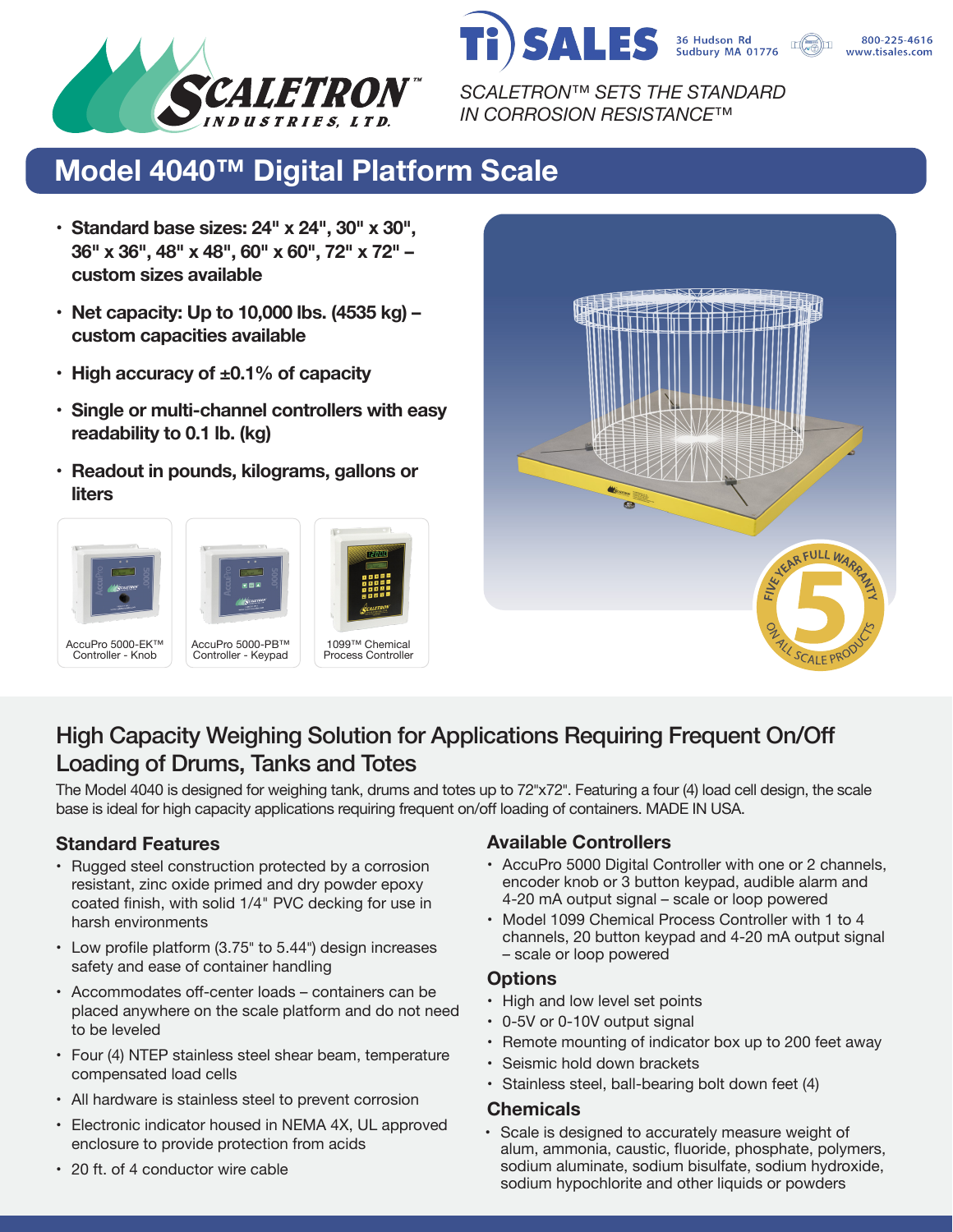SCALETRON™ INDUSTRIES, LTD.

Ti SALES
36 Hudson Rd
Sudbury MA 01776
800-225-4616
www.tisales.com

*SCALETRON™ SETS THE STANDARD IN CORROSION RESISTANCE™*

# Model 4040™ Digital Platform Scale

- **Standard base sizes: 24" x 24", 30" x 30", 36" x 36", 48" x 48", 60" x 60", 72" x 72" – custom sizes available**
- **Net capacity: Up to 10,000 lbs. (4535 kg) – custom capacities available**
- **High accuracy of ±0.1% of capacity**
- **Single or multi-channel controllers with easy readability to 0.1 lb. (kg)**
- **Readout in pounds, kilograms, gallons or liters**

AccuPro 5000-EK™ Controller - Knob

AccuPro 5000-PB™ Controller - Keypad

1099™ Chemical Process Controller

FIVE YEAR FULL WARRANTY 5 ON ALL SCALE PRODUCTS

## High Capacity Weighing Solution for Applications Requiring Frequent On/Off Loading of Drums, Tanks and Totes

The Model 4040 is designed for weighing tank, drums and totes up to 72"x72". Featuring a four (4) load cell design, the scale base is ideal for high capacity applications requiring frequent on/off loading of containers. MADE IN USA.

### Standard Features

- Rugged steel construction protected by a corrosion resistant, zinc oxide primed and dry powder epoxy coated finish, with solid 1/4" PVC decking for use in harsh environments
- Low profile platform (3.75" to 5.44") design increases safety and ease of container handling
- Accommodates off-center loads – containers can be placed anywhere on the scale platform and do not need to be leveled
- Four (4) NTEP stainless steel shear beam, temperature compensated load cells
- All hardware is stainless steel to prevent corrosion
- Electronic indicator housed in NEMA 4X, UL approved enclosure to provide protection from acids
- 20 ft. of 4 conductor wire cable

### Available Controllers

- AccuPro 5000 Digital Controller with one or 2 channels, encoder knob or 3 button keypad, audible alarm and 4-20 mA output signal – scale or loop powered
- Model 1099 Chemical Process Controller with 1 to 4 channels, 20 button keypad and 4-20 mA output signal – scale or loop powered

### Options

- High and low level set points
- 0-5V or 0-10V output signal
- Remote mounting of indicator box up to 200 feet away
- Seismic hold down brackets
- Stainless steel, ball-bearing bolt down feet (4)

### Chemicals

- Scale is designed to accurately measure weight of alum, ammonia, caustic, fluoride, phosphate, polymers, sodium aluminate, sodium bisulfate, sodium hydroxide, sodium hypochlorite and other liquids or powders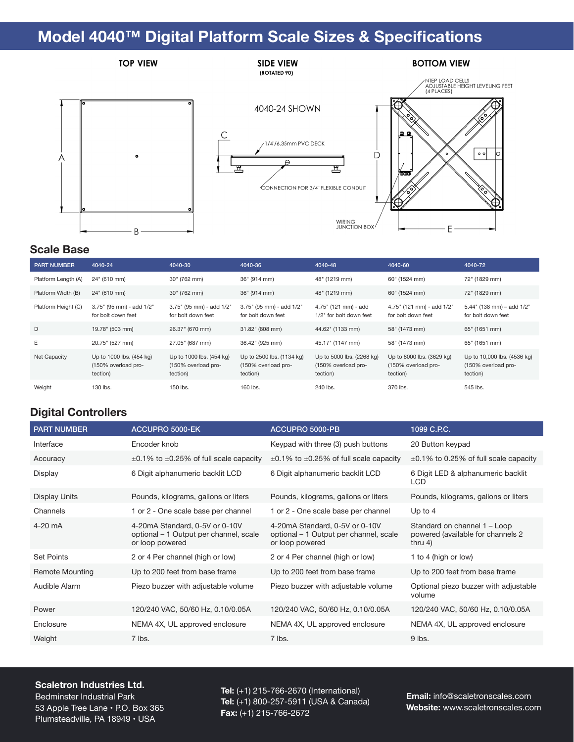# Model 4040™ Digital Platform Scale Sizes & Specifications

TOP VIEW

A

B

SIDE VIEW
(ROTATED 90)

4040-24 SHOWN

C

1/4"/6.35mm PVC DECK

CONNECTION FOR 3/4" FLEXIBLE CONDUIT

BOTTOM VIEW

NTEP LOAD CELLS
ADJUSTABLE HEIGHT LEVELING FEET
(4 PLACES)

D

E

WIRING
JUNCTION BOX

## Scale Base

| PART NUMBER | 4040-24 | 4040-30 | 4040-36 | 4040-48 | 4040-60 | 4040-72 |
|---|---|---|---|---|---|---|
| Platform Length (A) | 24" (610 mm) | 30" (762 mm) | 36" (914 mm) | 48" (1219 mm) | 60" (1524 mm) | 72" (1829 mm) |
| Platform Width (B) | 24" (610 mm) | 30" (762 mm) | 36" (914 mm) | 48" (1219 mm) | 60" (1524 mm) | 72" (1829 mm) |
| Platform Height (C) | 3.75" (95 mm) - add 1/2" for bolt down feet | 3.75" (95 mm) - add 1/2" for bolt down feet | 3.75" (95 mm) - add 1/2" for bolt down feet | 4.75" (121 mm) - add 1/2" for bolt down feet | 4.75" (121 mm) - add 1/2" for bolt down feet | 5.44" (138 mm) – add 1/2" for bolt down feet |
| D | 19.78" (503 mm) | 26.37" (670 mm) | 31.82" (808 mm) | 44.62" (1133 mm) | 58" (1473 mm) | 65" (1651 mm) |
| E | 20.75" (527 mm) | 27.05" (687 mm) | 36.42" (925 mm) | 45.17" (1147 mm) | 58" (1473 mm) | 65" (1651 mm) |
| Net Capacity | Up to 1000 lbs. (454 kg) (150% overload protection) | Up to 1000 lbs. (454 kg) (150% overload protection) | Up to 2500 lbs. (1134 kg) (150% overload protection) | Up to 5000 lbs. (2268 kg) (150% overload protection) | Up to 8000 lbs. (3629 kg) (150% overload protection) | Up to 10,000 lbs. (4536 kg) (150% overload protection) |
| Weight | 130 lbs. | 150 lbs. | 160 lbs. | 240 lbs. | 370 lbs. | 545 lbs. |

## Digital Controllers

| PART NUMBER | ACCUPRO 5000-EK | ACCUPRO 5000-PB | 1099 C.P.C. |
|---|---|---|---|
| Interface | Encoder knob | Keypad with three (3) push buttons | 20 Button keypad |
| Accuracy | ±0.1% to ±0.25% of full scale capacity | ±0.1% to ±0.25% of full scale capacity | ±0.1% to 0.25% of full scale capacity |
| Display | 6 Digit alphanumeric backlit LCD | 6 Digit alphanumeric backlit LCD | 6 Digit LED & alphanumeric backlit LCD |
| Display Units | Pounds, kilograms, gallons or liters | Pounds, kilograms, gallons or liters | Pounds, kilograms, gallons or liters |
| Channels | 1 or 2 - One scale base per channel | 1 or 2 - One scale base per channel | Up to 4 |
| 4-20 mA | 4-20mA Standard, 0-5V or 0-10V optional – 1 Output per channel, scale or loop powered | 4-20mA Standard, 0-5V or 0-10V optional – 1 Output per channel, scale or loop powered | Standard on channel 1 – Loop powered (available for channels 2 thru 4) |
| Set Points | 2 or 4 Per channel (high or low) | 2 or 4 Per channel (high or low) | 1 to 4 (high or low) |
| Remote Mounting | Up to 200 feet from base frame | Up to 200 feet from base frame | Up to 200 feet from base frame |
| Audible Alarm | Piezo buzzer with adjustable volume | Piezo buzzer with adjustable volume | Optional piezo buzzer with adjustable volume |
| Power | 120/240 VAC, 50/60 Hz, 0.10/0.05A | 120/240 VAC, 50/60 Hz, 0.10/0.05A | 120/240 VAC, 50/60 Hz, 0.10/0.05A |
| Enclosure | NEMA 4X, UL approved enclosure | NEMA 4X, UL approved enclosure | NEMA 4X, UL approved enclosure |
| Weight | 7 lbs. | 7 lbs. | 9 lbs. |

**Scaletron Industries Ltd.**
Bedminster Industrial Park
53 Apple Tree Lane • P.O. Box 365
Plumsteadville, PA 18949 • USA

**Tel:** (+1) 215-766-2670 (International)
**Tel:** (+1) 800-257-5911 (USA & Canada)
**Fax:** (+1) 215-766-2672

**Email:** info@scaletronscales.com
**Website:** www.scaletronscales.com